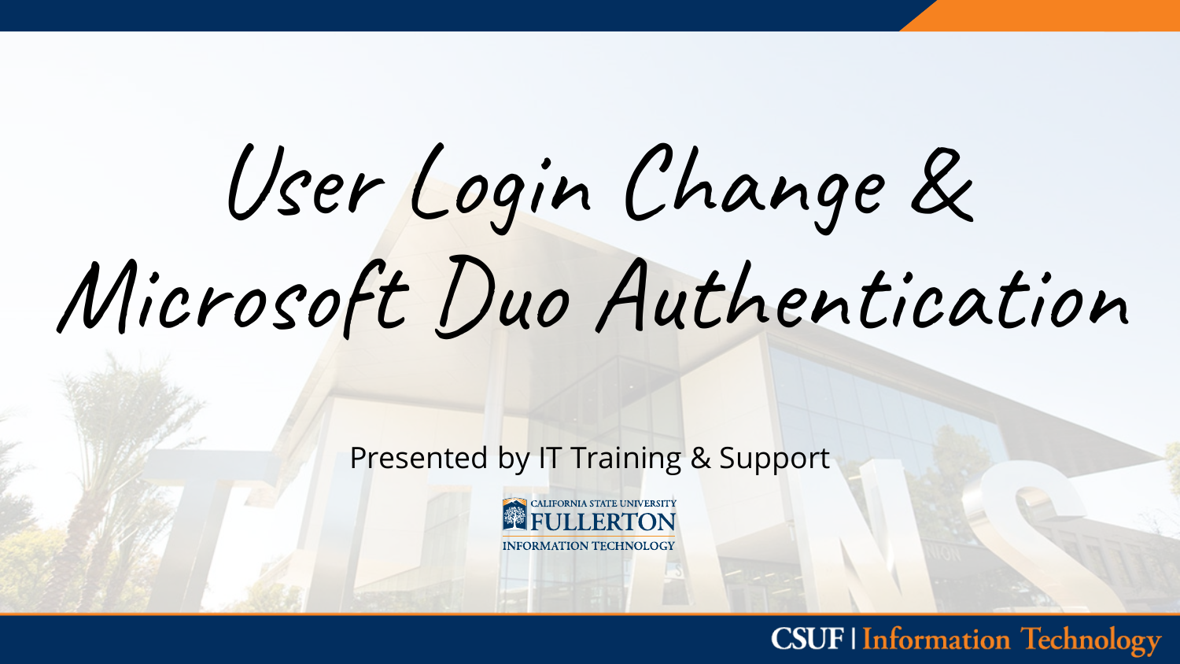# User Login Change & Microsoft Duo Authentication

Presented by IT Training & Support

CALIFORNIA STATE UNIVERSITY FULLERTON
INFORMATION TECHNOLOGY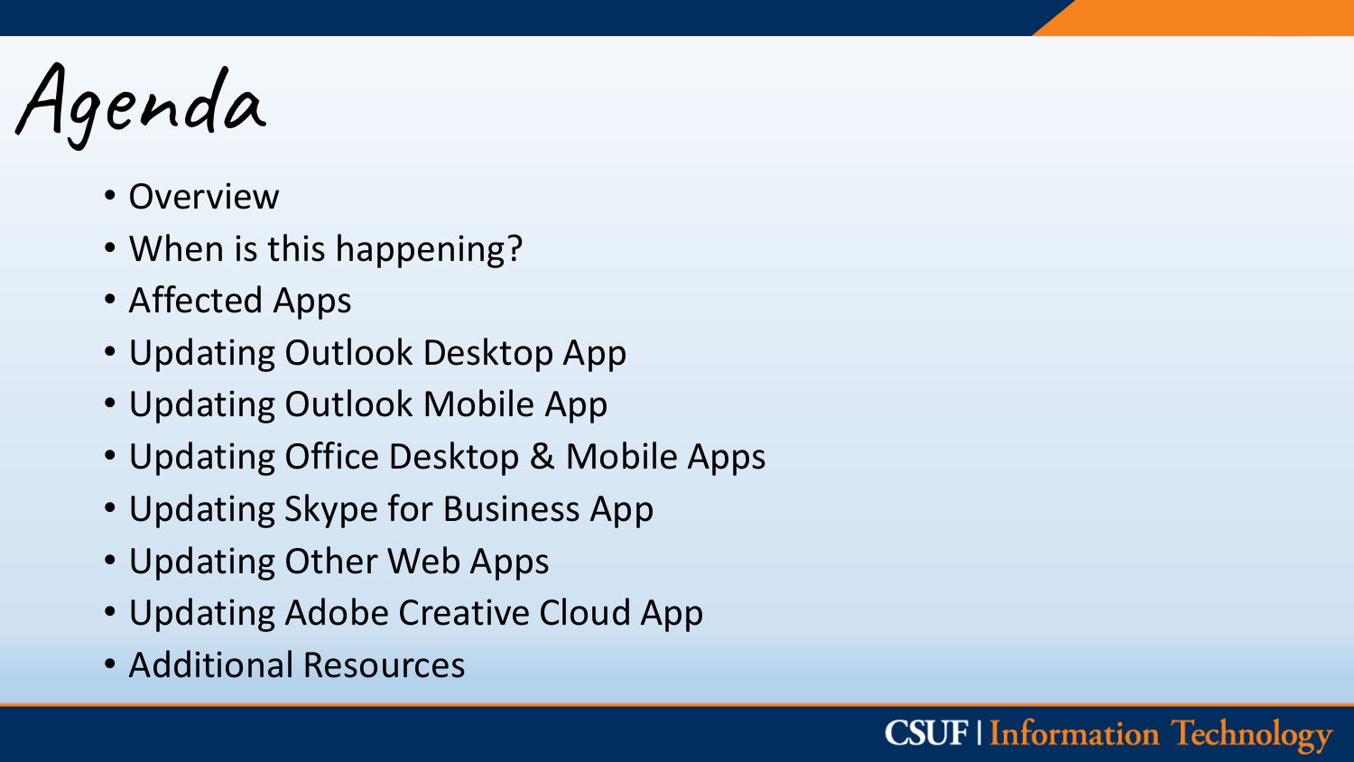# Agenda

- Overview
- When is this happening?
- Affected Apps
- Updating Outlook Desktop App
- Updating Outlook Mobile App
- Updating Office Desktop & Mobile Apps
- Updating Skype for Business App
- Updating Other Web Apps
- Updating Adobe Creative Cloud App
- Additional Resources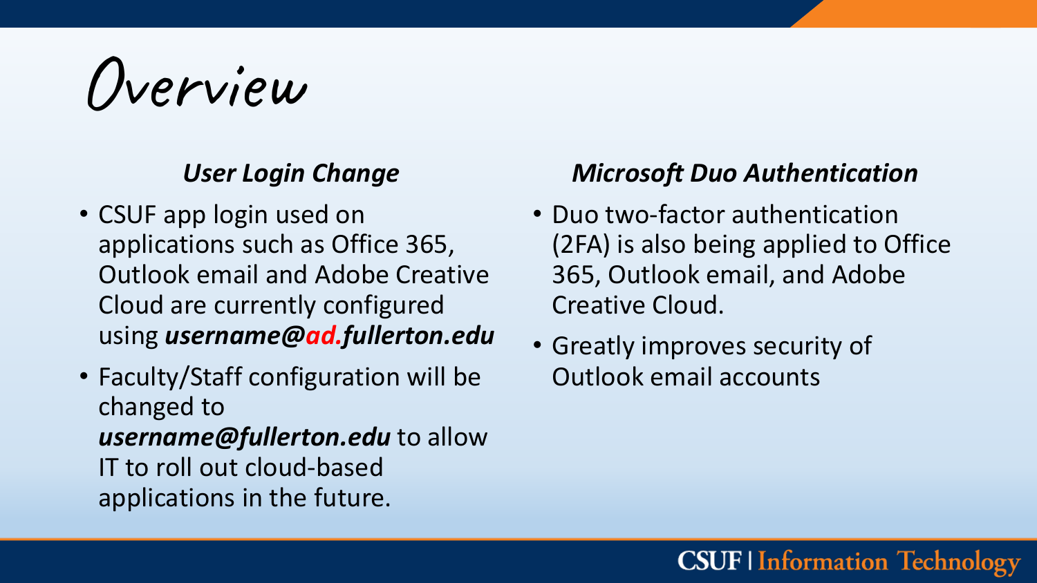# Overview

### *User Login Change*

- CSUF app login used on applications such as Office 365, Outlook email and Adobe Creative Cloud are currently configured using ***username@ad.fullerton.edu***
- Faculty/Staff configuration will be changed to ***username@fullerton.edu*** to allow IT to roll out cloud-based applications in the future.

### *Microsoft Duo Authentication*

- Duo two-factor authentication (2FA) is also being applied to Office 365, Outlook email, and Adobe Creative Cloud.
- Greatly improves security of Outlook email accounts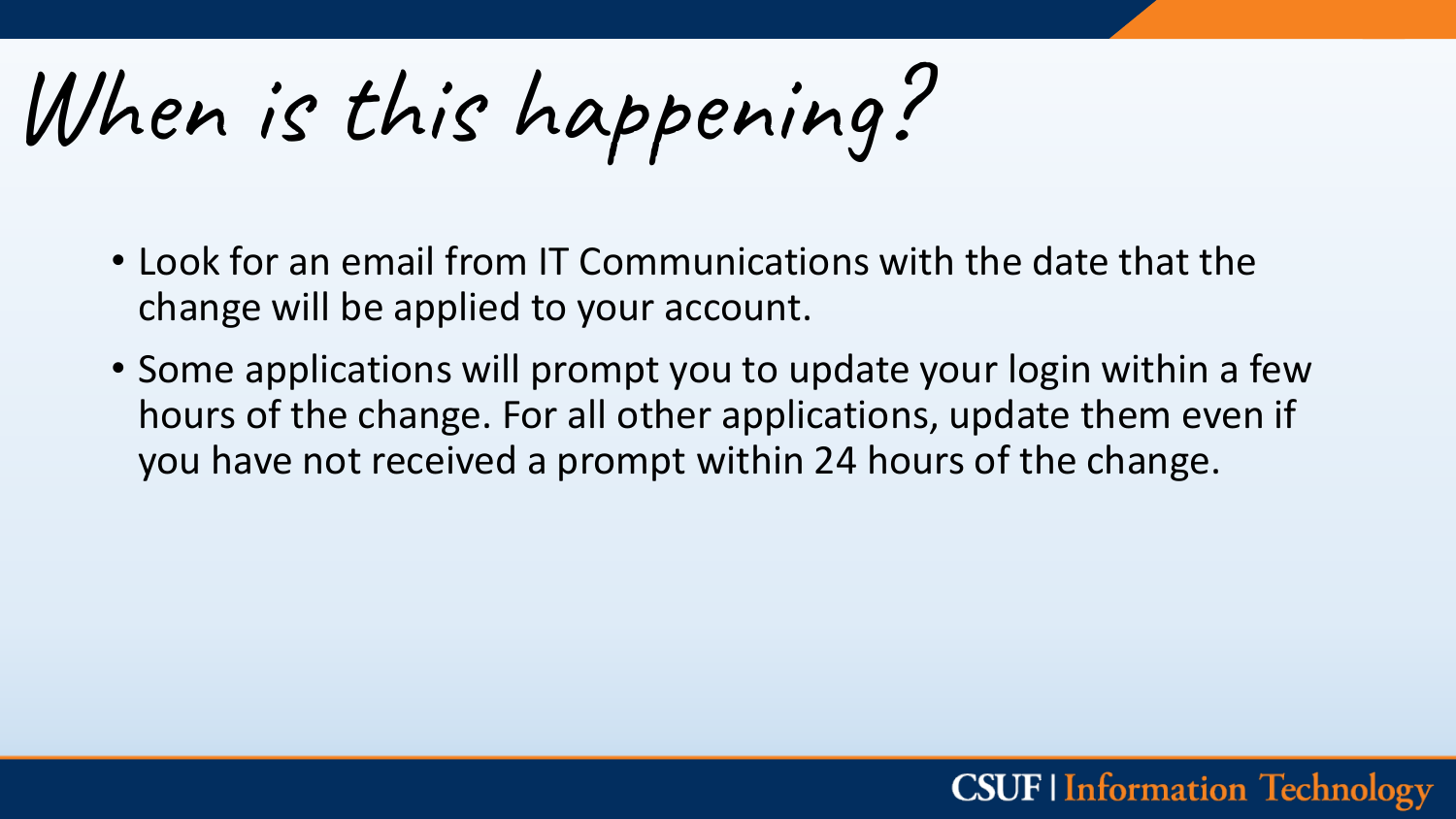# When is this happening?

- Look for an email from IT Communications with the date that the change will be applied to your account.
- Some applications will prompt you to update your login within a few hours of the change. For all other applications, update them even if you have not received a prompt within 24 hours of the change.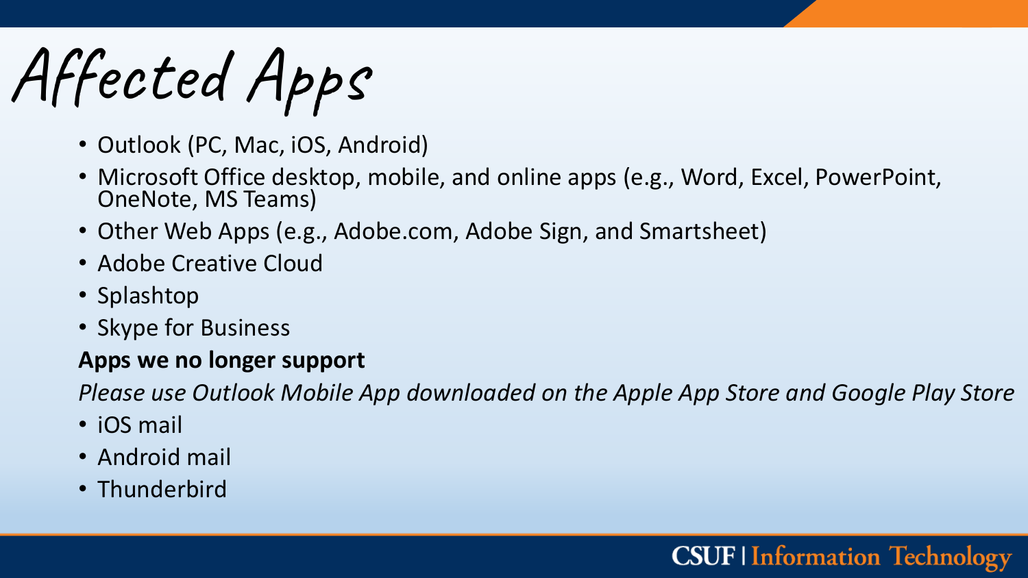# Affected Apps

- Outlook (PC, Mac, iOS, Android)
- Microsoft Office desktop, mobile, and online apps (e.g., Word, Excel, PowerPoint, OneNote, MS Teams)
- Other Web Apps (e.g., Adobe.com, Adobe Sign, and Smartsheet)
- Adobe Creative Cloud
- Splashtop
- Skype for Business

**Apps we no longer support**

*Please use Outlook Mobile App downloaded on the Apple App Store and Google Play Store*

- iOS mail
- Android mail
- Thunderbird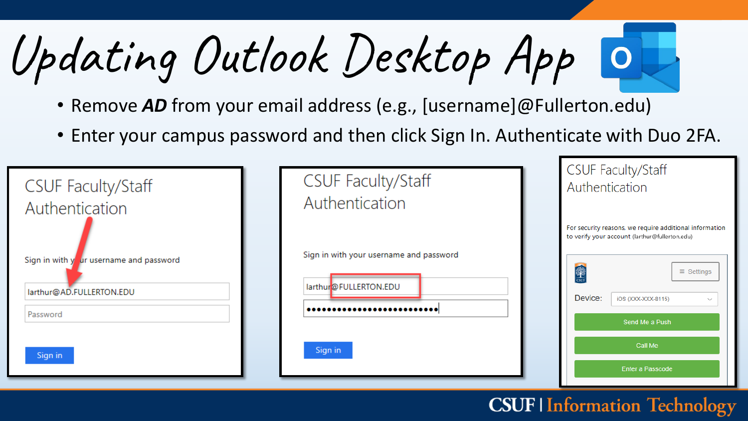# Updating Outlook Desktop App

- Remove ***AD*** from your email address (e.g., [username]@Fullerton.edu)
- Enter your campus password and then click Sign In. Authenticate with Duo 2FA.

CSUF Faculty/Staff Authentication

Sign in with your username and password

larthur@AD.FULLERTON.EDU

Password

Sign in

CSUF Faculty/Staff Authentication

Sign in with your username and password

larthur@FULLERTON.EDU

••••••••••••••••••••••••••

Sign in

CSUF Faculty/Staff Authentication

For security reasons, we require additional information to verify your account (larthur@fullerton.edu)

Settings

Device: iOS (XXX-XXX-8115)

Send Me a Push

Call Me

Enter a Passcode

CSUF | Information Technology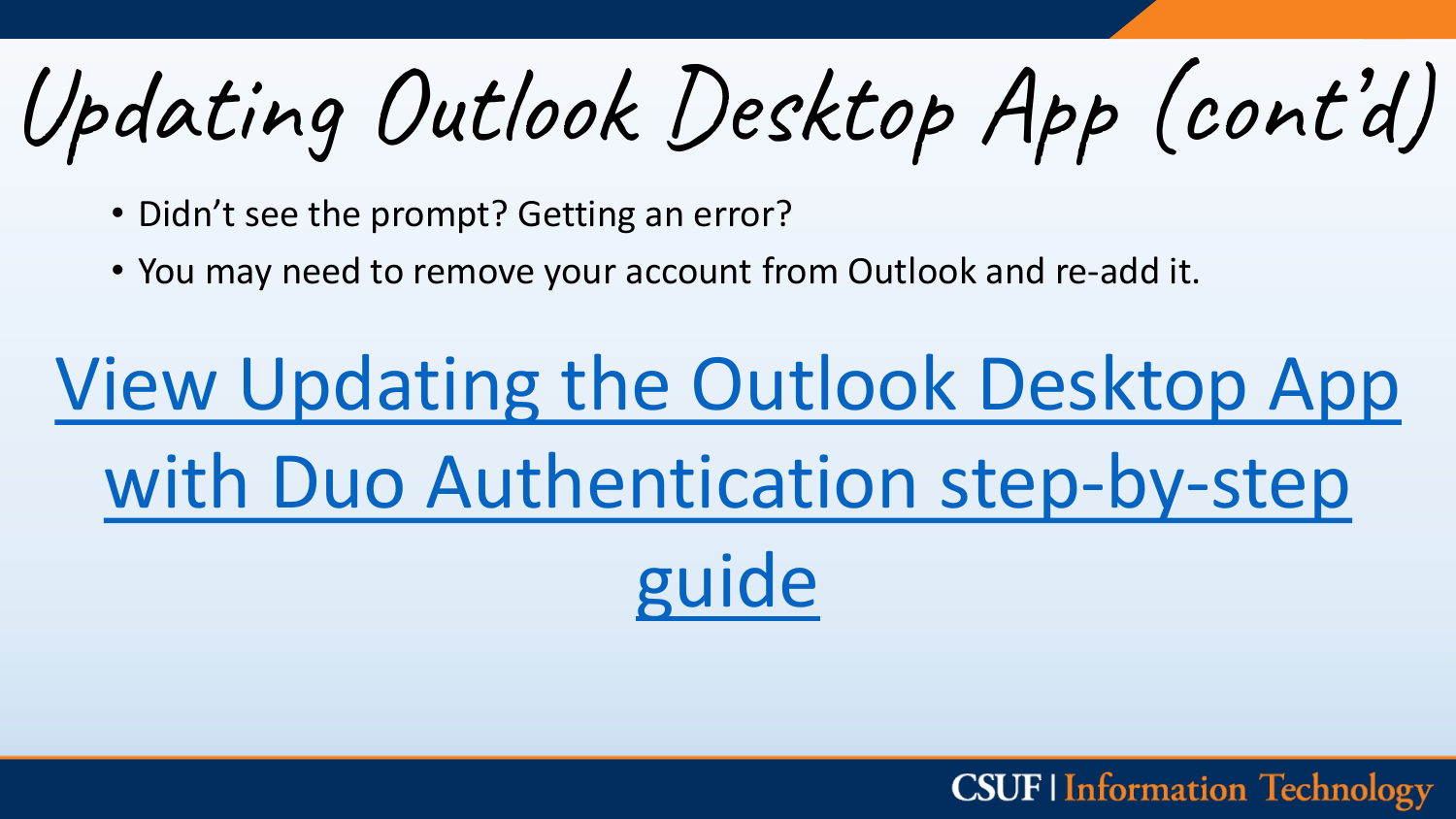# Updating Outlook Desktop App (cont'd)

- Didn't see the prompt? Getting an error?
- You may need to remove your account from Outlook and re-add it.

View Updating the Outlook Desktop App with Duo Authentication step-by-step guide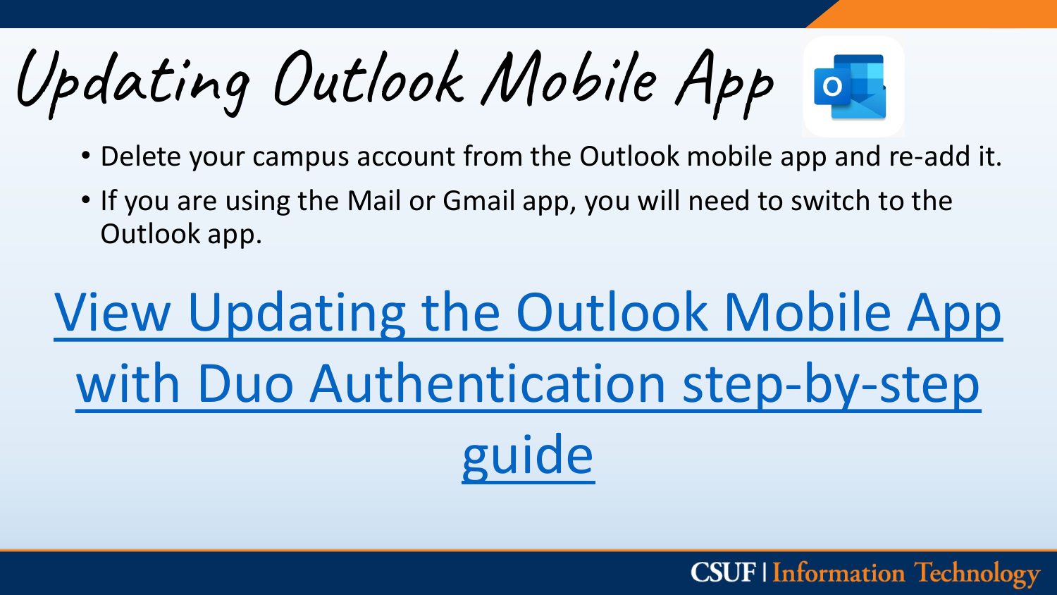# Updating Outlook Mobile App

- Delete your campus account from the Outlook mobile app and re-add it.
- If you are using the Mail or Gmail app, you will need to switch to the Outlook app.

View Updating the Outlook Mobile App with Duo Authentication step-by-step guide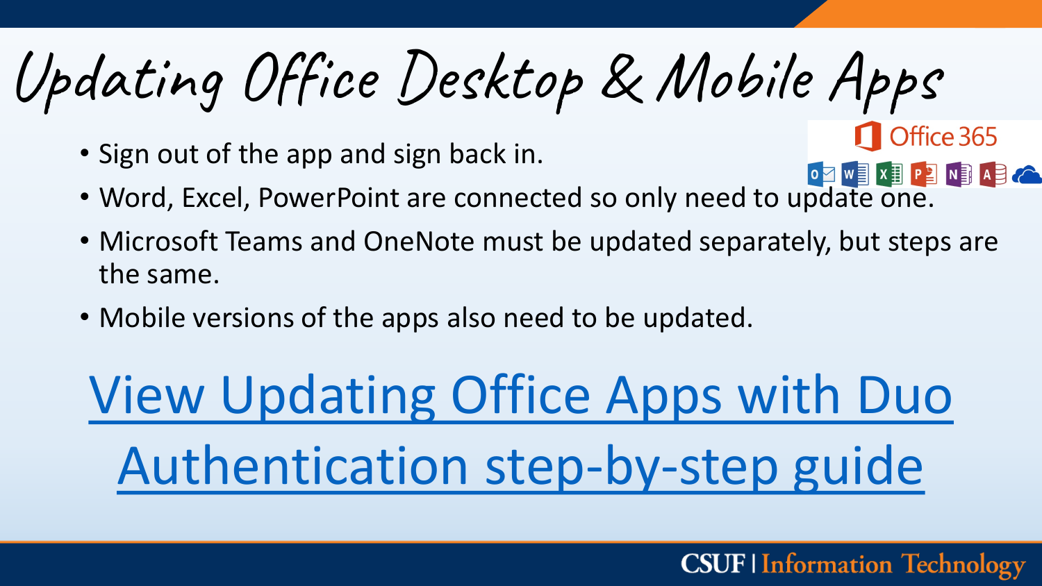# Updating Office Desktop & Mobile Apps

Office 365

- Sign out of the app and sign back in.
- Word, Excel, PowerPoint are connected so only need to update one.
- Microsoft Teams and OneNote must be updated separately, but steps are the same.
- Mobile versions of the apps also need to be updated.

View Updating Office Apps with Duo Authentication step-by-step guide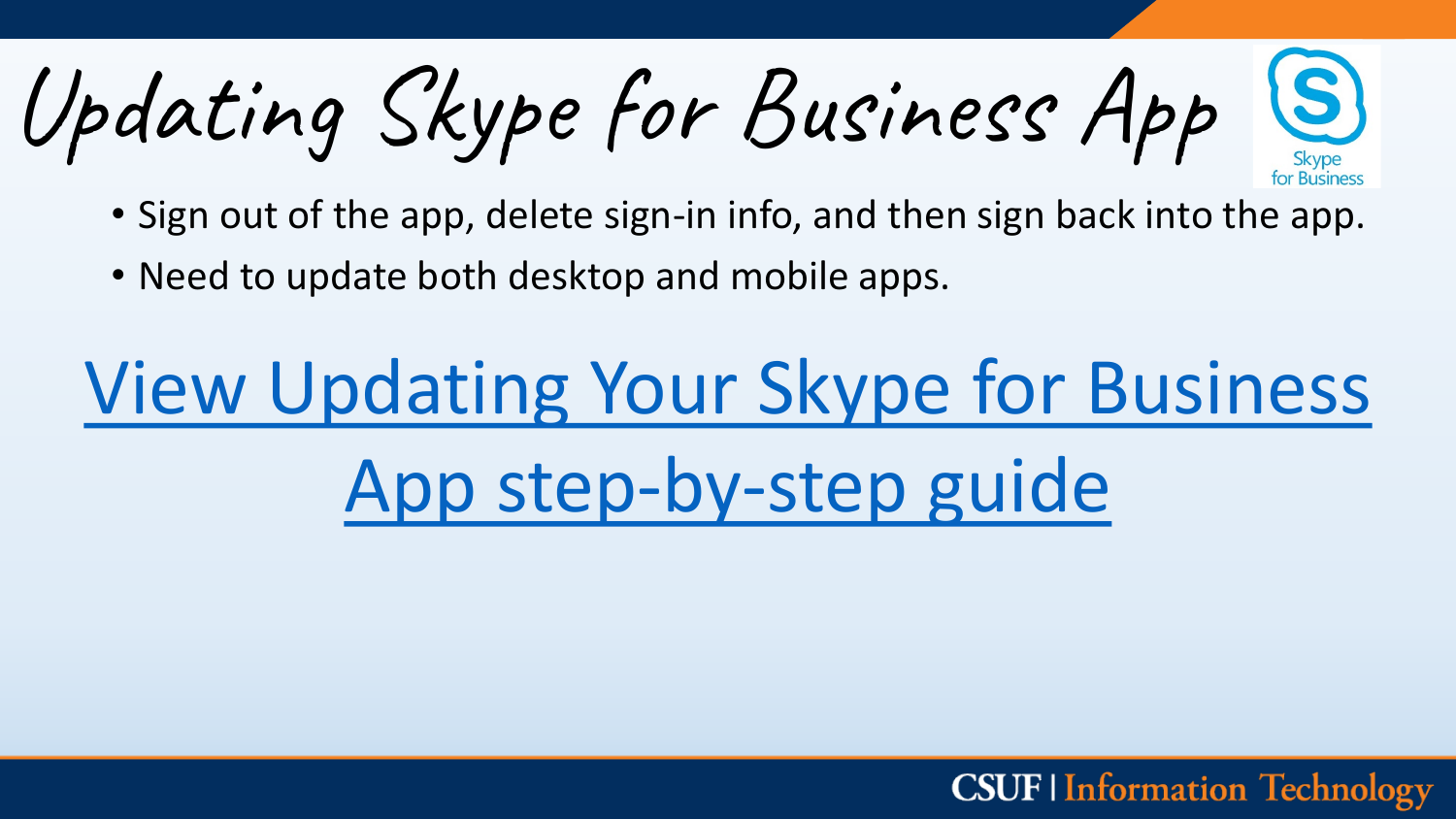# Updating Skype for Business App

- Sign out of the app, delete sign-in info, and then sign back into the app.
- Need to update both desktop and mobile apps.

View Updating Your Skype for Business App step-by-step guide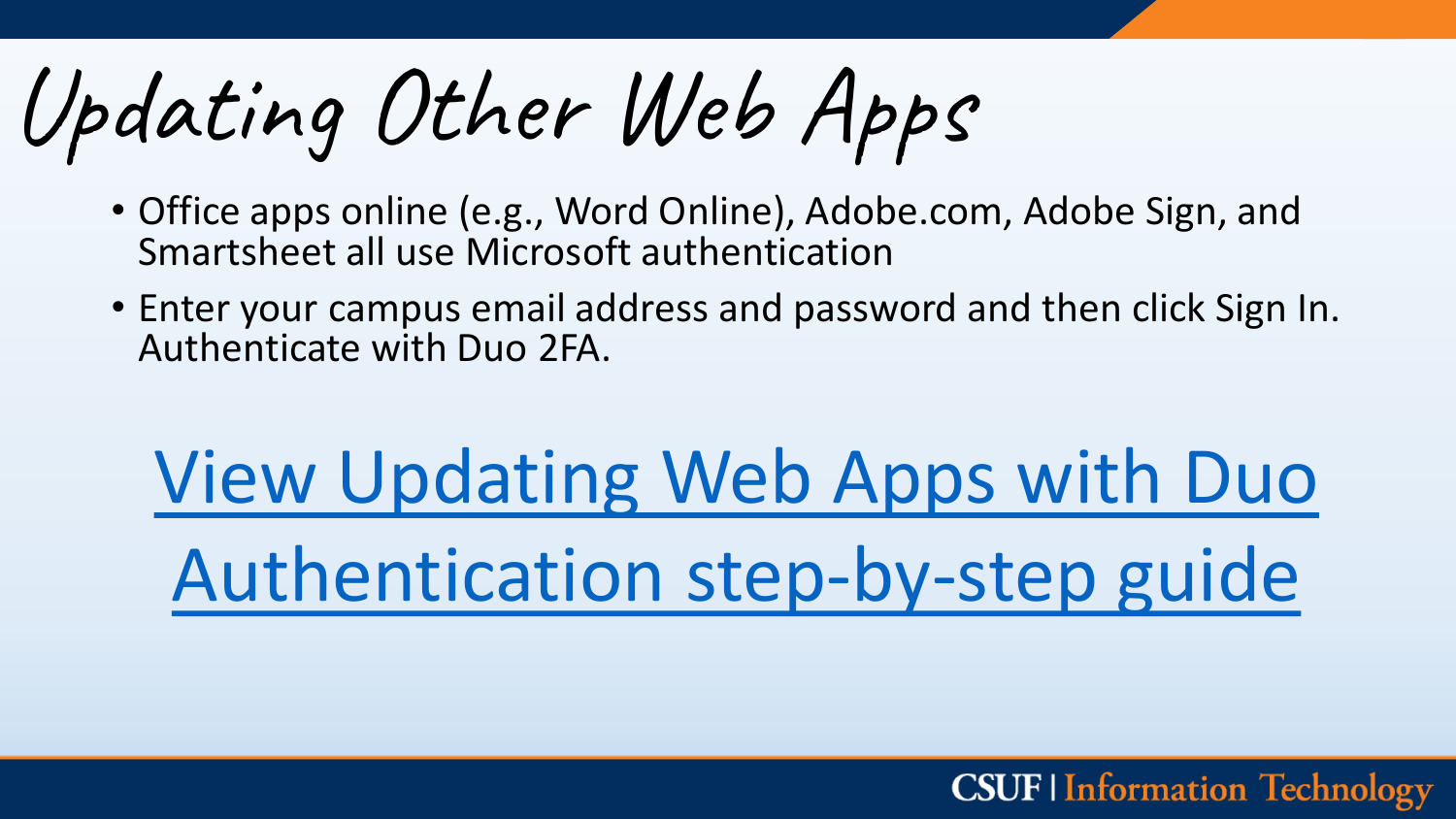# Updating Other Web Apps

- Office apps online (e.g., Word Online), Adobe.com, Adobe Sign, and Smartsheet all use Microsoft authentication
- Enter your campus email address and password and then click Sign In. Authenticate with Duo 2FA.

View Updating Web Apps with Duo Authentication step-by-step guide

CSUF | Information Technology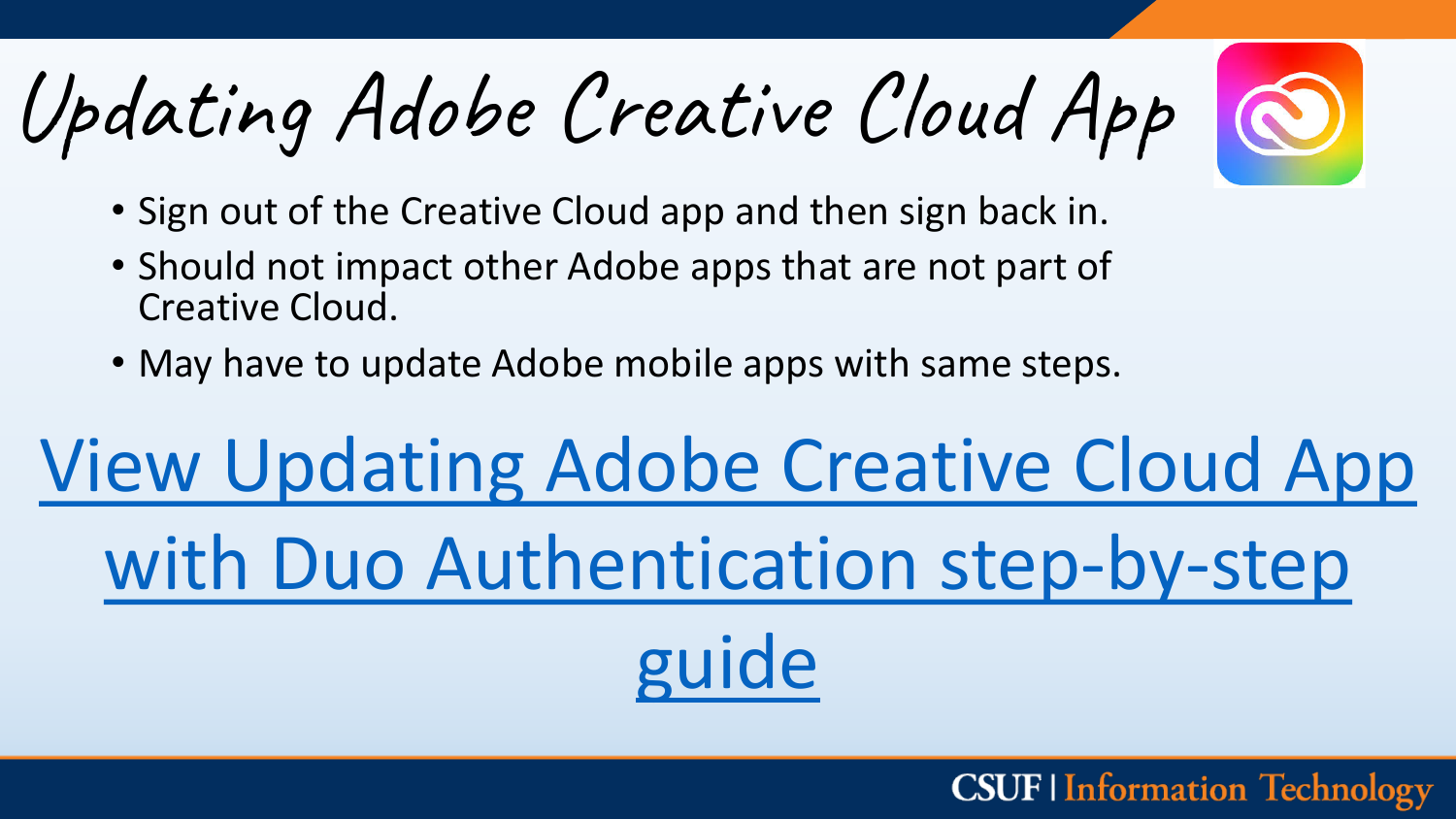# Updating Adobe Creative Cloud App

- Sign out of the Creative Cloud app and then sign back in.
- Should not impact other Adobe apps that are not part of Creative Cloud.
- May have to update Adobe mobile apps with same steps.

View Updating Adobe Creative Cloud App with Duo Authentication step-by-step guide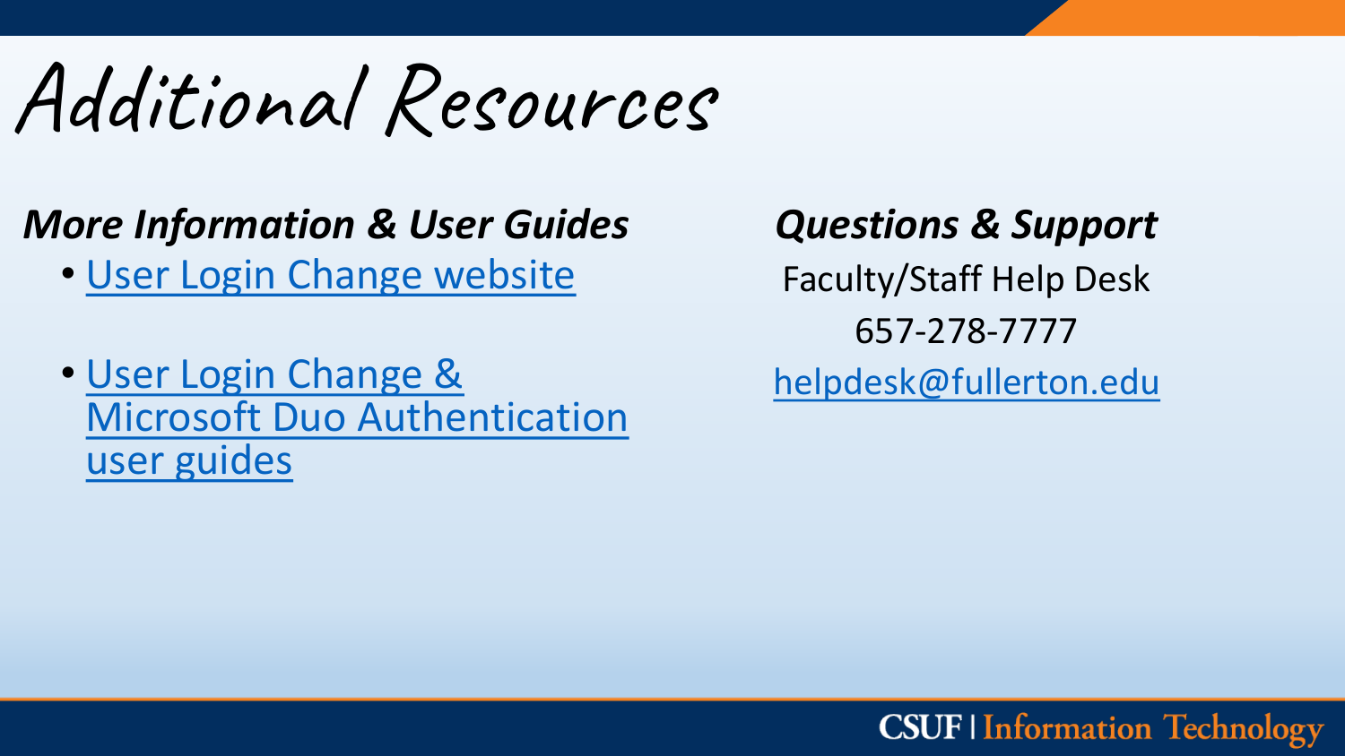# Additional Resources

***More Information & User Guides***

- User Login Change website
- User Login Change & Microsoft Duo Authentication user guides

***Questions & Support***

Faculty/Staff Help Desk

657-278-7777

helpdesk@fullerton.edu

CSUF | Information Technology